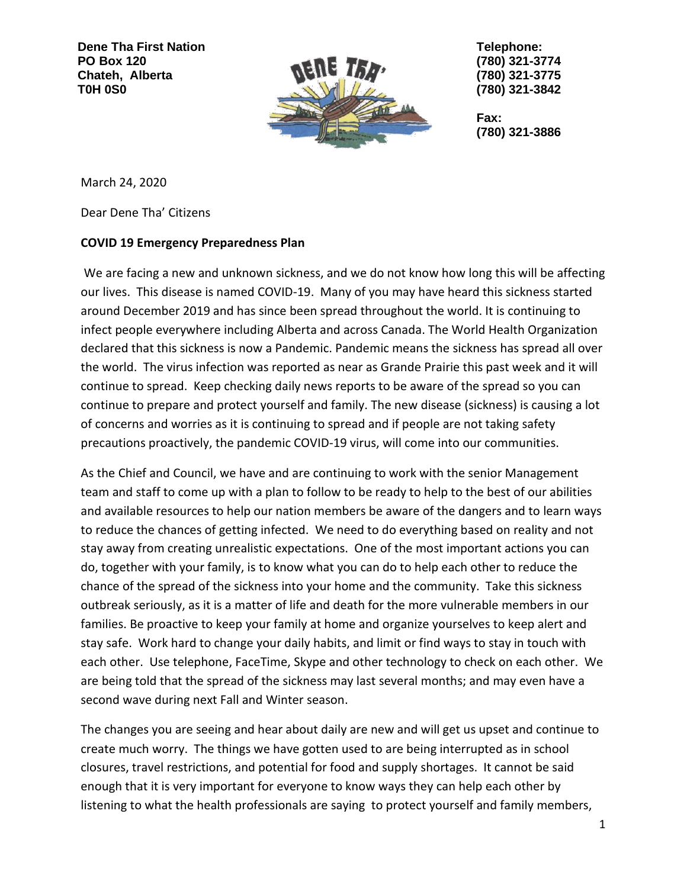**Dene Tha First Nation**
**PO Box 120**
**Chateh, Alberta**
**T0H 0S0**

**Telephone:**
**(780) 321-3774**
**(780) 321-3775**
**(780) 321-3842**

**Fax:**
**(780) 321-3886**

March 24, 2020

Dear Dene Tha' Citizens

**COVID 19 Emergency Preparedness Plan**

We are facing a new and unknown sickness, and we do not know how long this will be affecting our lives. This disease is named COVID-19. Many of you may have heard this sickness started around December 2019 and has since been spread throughout the world. It is continuing to infect people everywhere including Alberta and across Canada. The World Health Organization declared that this sickness is now a Pandemic. Pandemic means the sickness has spread all over the world. The virus infection was reported as near as Grande Prairie this past week and it will continue to spread. Keep checking daily news reports to be aware of the spread so you can continue to prepare and protect yourself and family. The new disease (sickness) is causing a lot of concerns and worries as it is continuing to spread and if people are not taking safety precautions proactively, the pandemic COVID-19 virus, will come into our communities.

As the Chief and Council, we have and are continuing to work with the senior Management team and staff to come up with a plan to follow to be ready to help to the best of our abilities and available resources to help our nation members be aware of the dangers and to learn ways to reduce the chances of getting infected. We need to do everything based on reality and not stay away from creating unrealistic expectations. One of the most important actions you can do, together with your family, is to know what you can do to help each other to reduce the chance of the spread of the sickness into your home and the community. Take this sickness outbreak seriously, as it is a matter of life and death for the more vulnerable members in our families. Be proactive to keep your family at home and organize yourselves to keep alert and stay safe. Work hard to change your daily habits, and limit or find ways to stay in touch with each other. Use telephone, FaceTime, Skype and other technology to check on each other. We are being told that the spread of the sickness may last several months; and may even have a second wave during next Fall and Winter season.

The changes you are seeing and hear about daily are new and will get us upset and continue to create much worry. The things we have gotten used to are being interrupted as in school closures, travel restrictions, and potential for food and supply shortages. It cannot be said enough that it is very important for everyone to know ways they can help each other by listening to what the health professionals are saying to protect yourself and family members,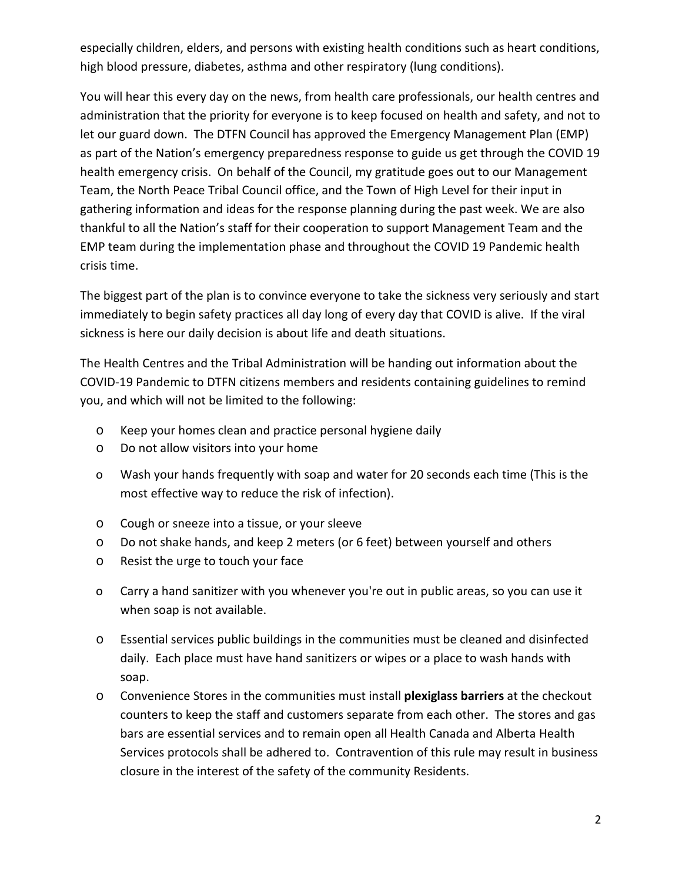especially children, elders, and persons with existing health conditions such as heart conditions, high blood pressure, diabetes, asthma and other respiratory (lung conditions).

You will hear this every day on the news, from health care professionals, our health centres and administration that the priority for everyone is to keep focused on health and safety, and not to let our guard down. The DTFN Council has approved the Emergency Management Plan (EMP) as part of the Nation's emergency preparedness response to guide us get through the COVID 19 health emergency crisis. On behalf of the Council, my gratitude goes out to our Management Team, the North Peace Tribal Council office, and the Town of High Level for their input in gathering information and ideas for the response planning during the past week. We are also thankful to all the Nation's staff for their cooperation to support Management Team and the EMP team during the implementation phase and throughout the COVID 19 Pandemic health crisis time.

The biggest part of the plan is to convince everyone to take the sickness very seriously and start immediately to begin safety practices all day long of every day that COVID is alive. If the viral sickness is here our daily decision is about life and death situations.

The Health Centres and the Tribal Administration will be handing out information about the COVID-19 Pandemic to DTFN citizens members and residents containing guidelines to remind you, and which will not be limited to the following:

- Keep your homes clean and practice personal hygiene daily
- Do not allow visitors into your home
- Wash your hands frequently with soap and water for 20 seconds each time (This is the most effective way to reduce the risk of infection).
- Cough or sneeze into a tissue, or your sleeve
- Do not shake hands, and keep 2 meters (or 6 feet) between yourself and others
- Resist the urge to touch your face
- Carry a hand sanitizer with you whenever you're out in public areas, so you can use it when soap is not available.
- Essential services public buildings in the communities must be cleaned and disinfected daily. Each place must have hand sanitizers or wipes or a place to wash hands with soap.
- Convenience Stores in the communities must install **plexiglass barriers** at the checkout counters to keep the staff and customers separate from each other. The stores and gas bars are essential services and to remain open all Health Canada and Alberta Health Services protocols shall be adhered to. Contravention of this rule may result in business closure in the interest of the safety of the community Residents.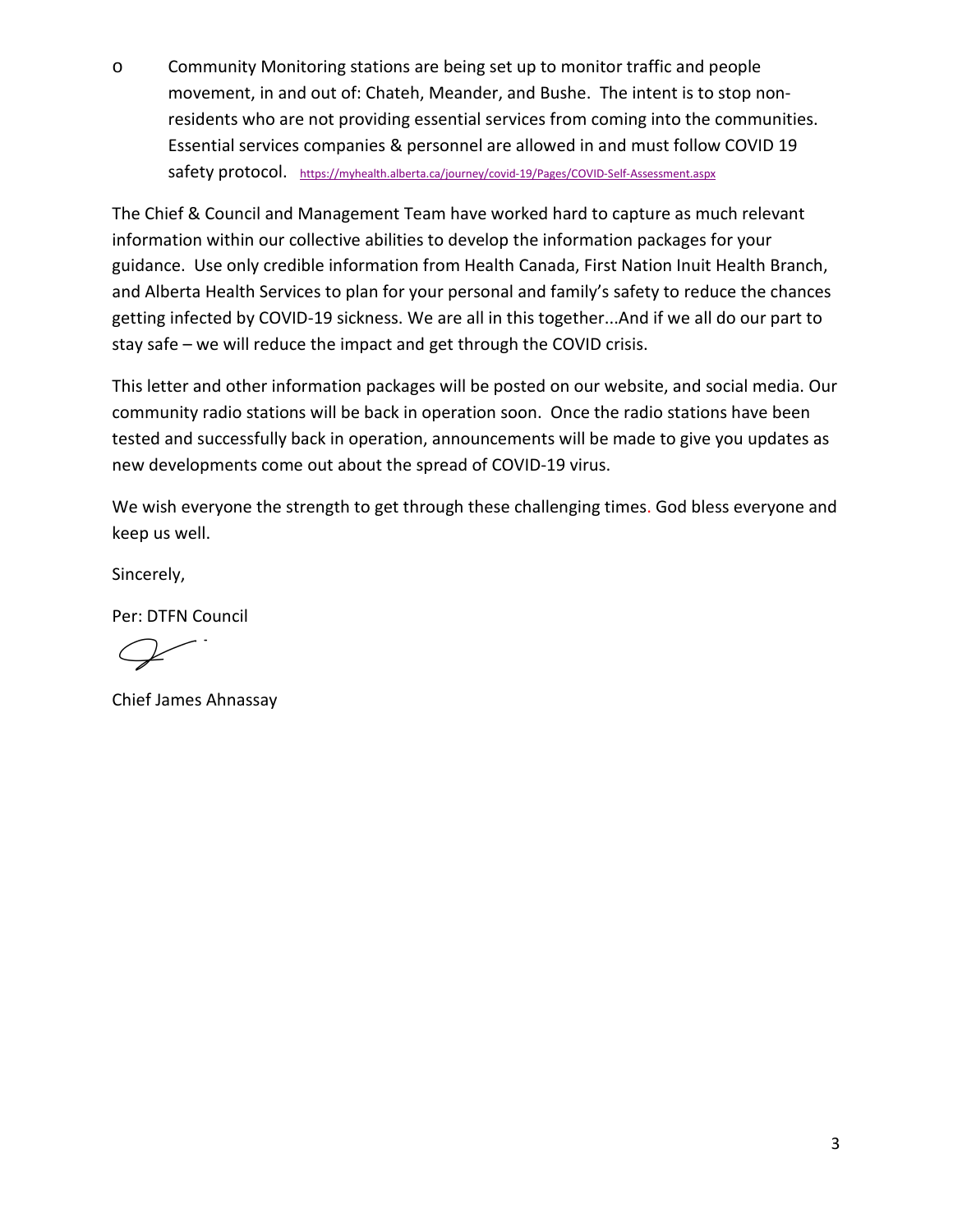- Community Monitoring stations are being set up to monitor traffic and people movement, in and out of: Chateh, Meander, and Bushe. The intent is to stop non-residents who are not providing essential services from coming into the communities. Essential services companies & personnel are allowed in and must follow COVID 19 safety protocol. https://myhealth.alberta.ca/journey/covid-19/Pages/COVID-Self-Assessment.aspx

The Chief & Council and Management Team have worked hard to capture as much relevant information within our collective abilities to develop the information packages for your guidance. Use only credible information from Health Canada, First Nation Inuit Health Branch, and Alberta Health Services to plan for your personal and family's safety to reduce the chances getting infected by COVID-19 sickness. We are all in this together...And if we all do our part to stay safe – we will reduce the impact and get through the COVID crisis.

This letter and other information packages will be posted on our website, and social media. Our community radio stations will be back in operation soon. Once the radio stations have been tested and successfully back in operation, announcements will be made to give you updates as new developments come out about the spread of COVID-19 virus.

We wish everyone the strength to get through these challenging times. God bless everyone and keep us well.

Sincerely,

Per: DTFN Council

Chief James Ahnassay